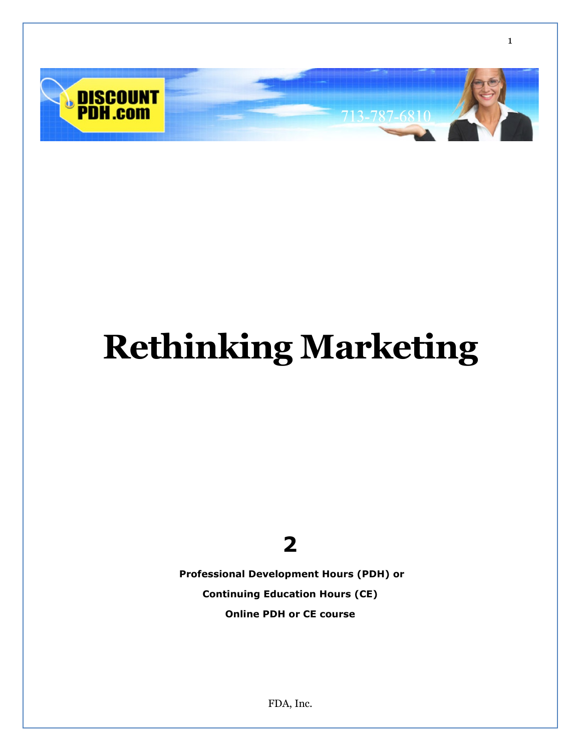# Rethinking Marketing

**2**

**Professional Development Hours (PDH) or**

**Continuing Education Hours (CE)**

**Online PDH or CE course**

FDA, Inc.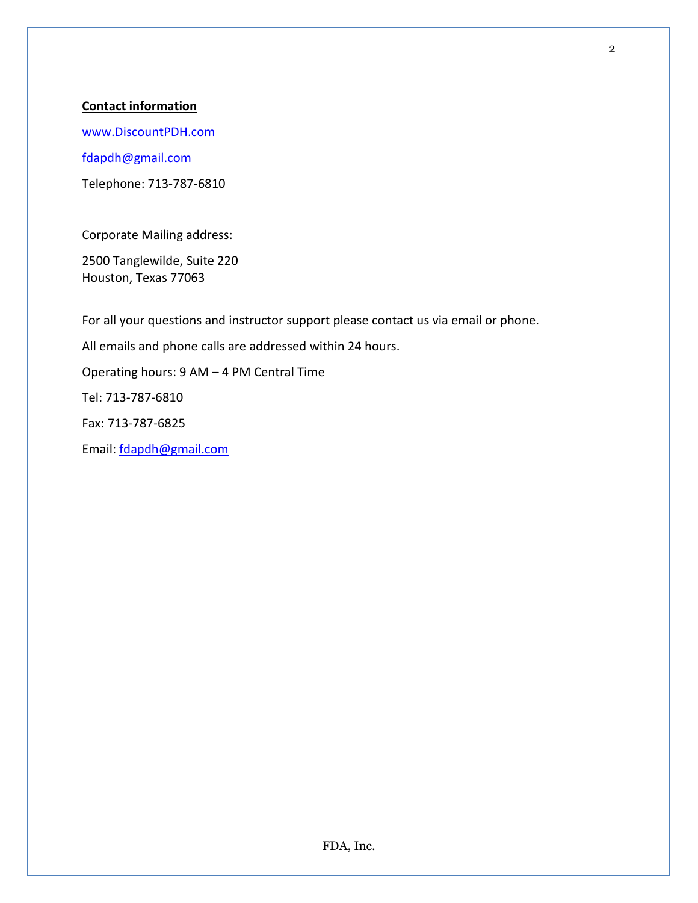**Contact information**

www.DiscountPDH.com

fdapdh@gmail.com

Telephone: 713-787-6810

Corporate Mailing address:

2500 Tanglewilde, Suite 220
Houston, Texas 77063

For all your questions and instructor support please contact us via email or phone.

All emails and phone calls are addressed within 24 hours.

Operating hours: 9 AM – 4 PM Central Time

Tel: 713-787-6810

Fax: 713-787-6825

Email: fdapdh@gmail.com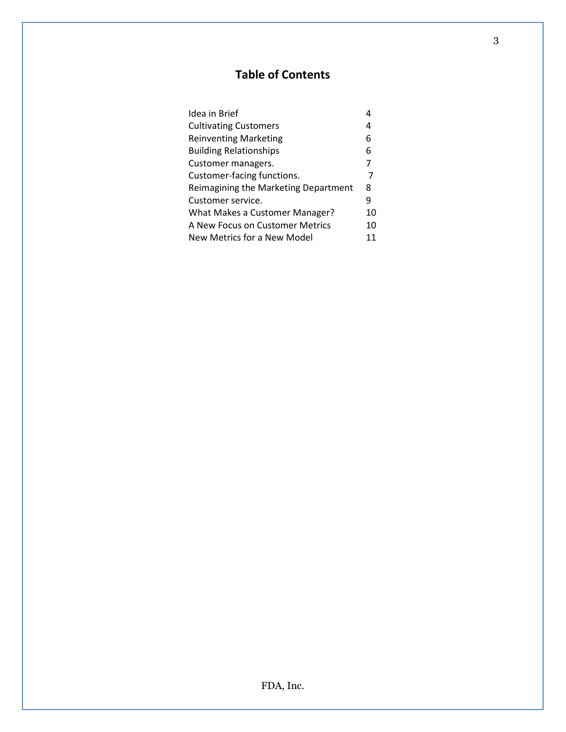# Table of Contents

| | |
|---|---|
| Idea in Brief | 4 |
| Cultivating Customers | 4 |
| Reinventing Marketing | 6 |
| Building Relationships | 6 |
| Customer managers. | 7 |
| Customer-facing functions. | 7 |
| Reimagining the Marketing Department | 8 |
| Customer service. | 9 |
| What Makes a Customer Manager? | 10 |
| A New Focus on Customer Metrics | 10 |
| New Metrics for a New Model | 11 |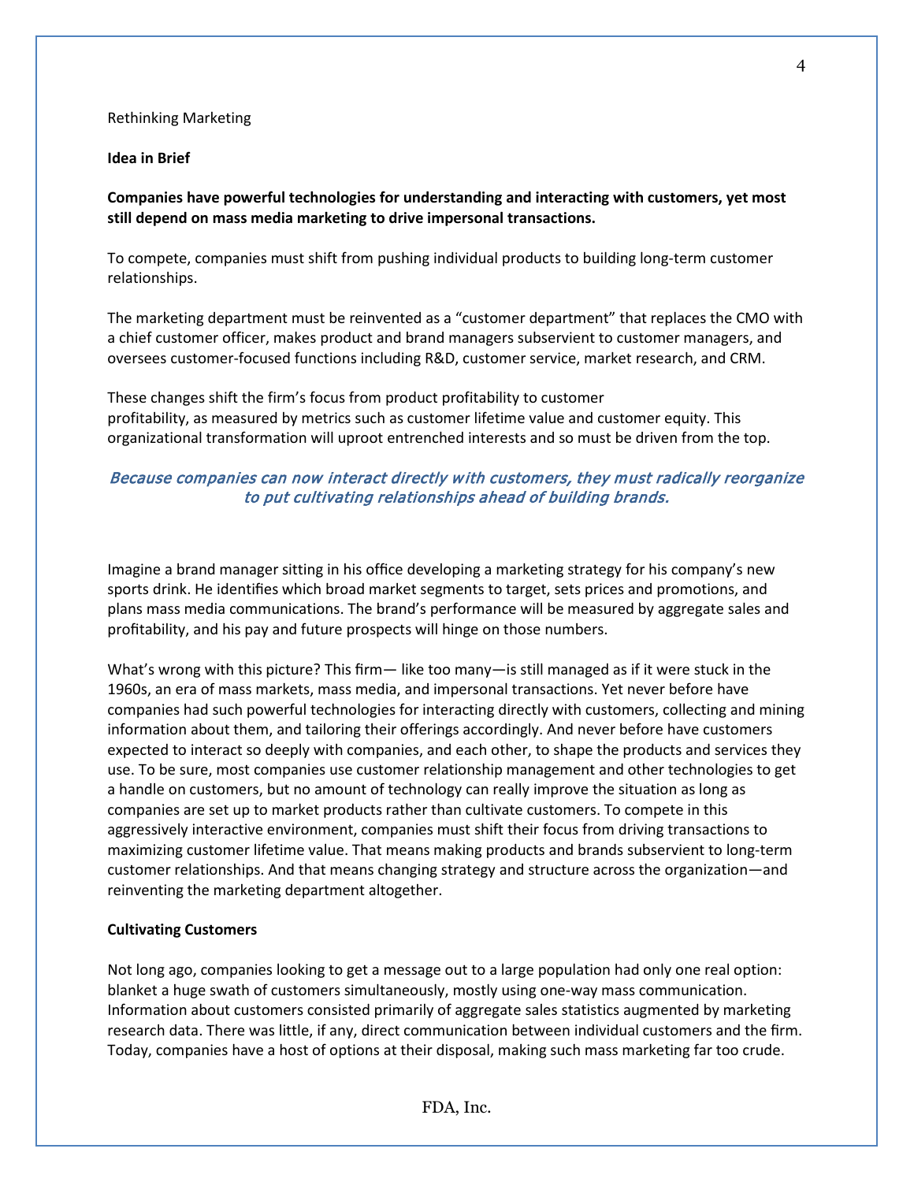Rethinking Marketing

**Idea in Brief**

**Companies have powerful technologies for understanding and interacting with customers, yet most still depend on mass media marketing to drive impersonal transactions.**

To compete, companies must shift from pushing individual products to building long-term customer relationships.

The marketing department must be reinvented as a "customer department" that replaces the CMO with a chief customer officer, makes product and brand managers subservient to customer managers, and oversees customer-focused functions including R&D, customer service, market research, and CRM.

These changes shift the firm's focus from product profitability to customer profitability, as measured by metrics such as customer lifetime value and customer equity. This organizational transformation will uproot entrenched interests and so must be driven from the top.

*Because companies can now interact directly with customers, they must radically reorganize to put cultivating relationships ahead of building brands.*

Imagine a brand manager sitting in his office developing a marketing strategy for his company's new sports drink. He identifies which broad market segments to target, sets prices and promotions, and plans mass media communications. The brand's performance will be measured by aggregate sales and profitability, and his pay and future prospects will hinge on those numbers.

What's wrong with this picture? This firm— like too many—is still managed as if it were stuck in the 1960s, an era of mass markets, mass media, and impersonal transactions. Yet never before have companies had such powerful technologies for interacting directly with customers, collecting and mining information about them, and tailoring their offerings accordingly. And never before have customers expected to interact so deeply with companies, and each other, to shape the products and services they use. To be sure, most companies use customer relationship management and other technologies to get a handle on customers, but no amount of technology can really improve the situation as long as companies are set up to market products rather than cultivate customers. To compete in this aggressively interactive environment, companies must shift their focus from driving transactions to maximizing customer lifetime value. That means making products and brands subservient to long-term customer relationships. And that means changing strategy and structure across the organization—and reinventing the marketing department altogether.

**Cultivating Customers**

Not long ago, companies looking to get a message out to a large population had only one real option: blanket a huge swath of customers simultaneously, mostly using one-way mass communication. Information about customers consisted primarily of aggregate sales statistics augmented by marketing research data. There was little, if any, direct communication between individual customers and the firm. Today, companies have a host of options at their disposal, making such mass marketing far too crude.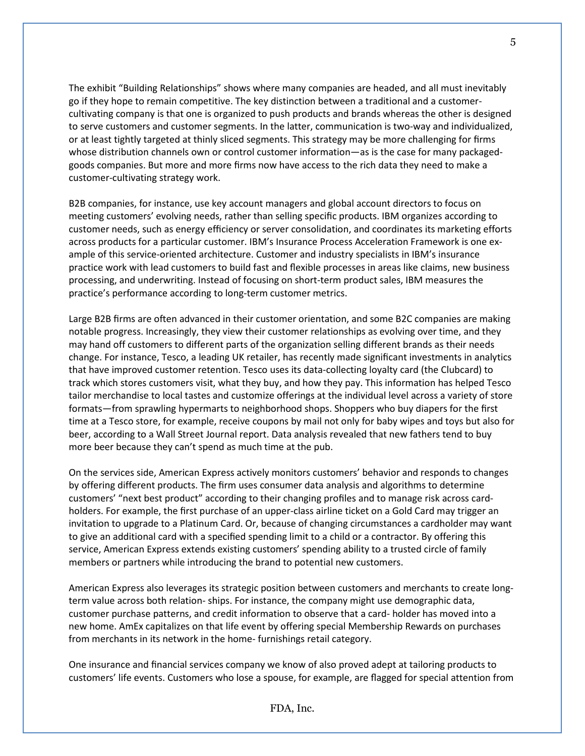The exhibit "Building Relationships" shows where many companies are headed, and all must inevitably go if they hope to remain competitive. The key distinction between a traditional and a customer-cultivating company is that one is organized to push products and brands whereas the other is designed to serve customers and customer segments. In the latter, communication is two-way and individualized, or at least tightly targeted at thinly sliced segments. This strategy may be more challenging for firms whose distribution channels own or control customer information—as is the case for many packaged-goods companies. But more and more firms now have access to the rich data they need to make a customer-cultivating strategy work.

B2B companies, for instance, use key account managers and global account directors to focus on meeting customers' evolving needs, rather than selling specific products. IBM organizes according to customer needs, such as energy efficiency or server consolidation, and coordinates its marketing efforts across products for a particular customer. IBM's Insurance Process Acceleration Framework is one example of this service-oriented architecture. Customer and industry specialists in IBM's insurance practice work with lead customers to build fast and flexible processes in areas like claims, new business processing, and underwriting. Instead of focusing on short-term product sales, IBM measures the practice's performance according to long-term customer metrics.

Large B2B firms are often advanced in their customer orientation, and some B2C companies are making notable progress. Increasingly, they view their customer relationships as evolving over time, and they may hand off customers to different parts of the organization selling different brands as their needs change. For instance, Tesco, a leading UK retailer, has recently made significant investments in analytics that have improved customer retention. Tesco uses its data-collecting loyalty card (the Clubcard) to track which stores customers visit, what they buy, and how they pay. This information has helped Tesco tailor merchandise to local tastes and customize offerings at the individual level across a variety of store formats—from sprawling hypermarts to neighborhood shops. Shoppers who buy diapers for the first time at a Tesco store, for example, receive coupons by mail not only for baby wipes and toys but also for beer, according to a Wall Street Journal report. Data analysis revealed that new fathers tend to buy more beer because they can't spend as much time at the pub.

On the services side, American Express actively monitors customers' behavior and responds to changes by offering different products. The firm uses consumer data analysis and algorithms to determine customers' "next best product" according to their changing profiles and to manage risk across cardholders. For example, the first purchase of an upper-class airline ticket on a Gold Card may trigger an invitation to upgrade to a Platinum Card. Or, because of changing circumstances a cardholder may want to give an additional card with a specified spending limit to a child or a contractor. By offering this service, American Express extends existing customers' spending ability to a trusted circle of family members or partners while introducing the brand to potential new customers.

American Express also leverages its strategic position between customers and merchants to create long-term value across both relation- ships. For instance, the company might use demographic data, customer purchase patterns, and credit information to observe that a card- holder has moved into a new home. AmEx capitalizes on that life event by offering special Membership Rewards on purchases from merchants in its network in the home- furnishings retail category.

One insurance and financial services company we know of also proved adept at tailoring products to customers' life events. Customers who lose a spouse, for example, are flagged for special attention from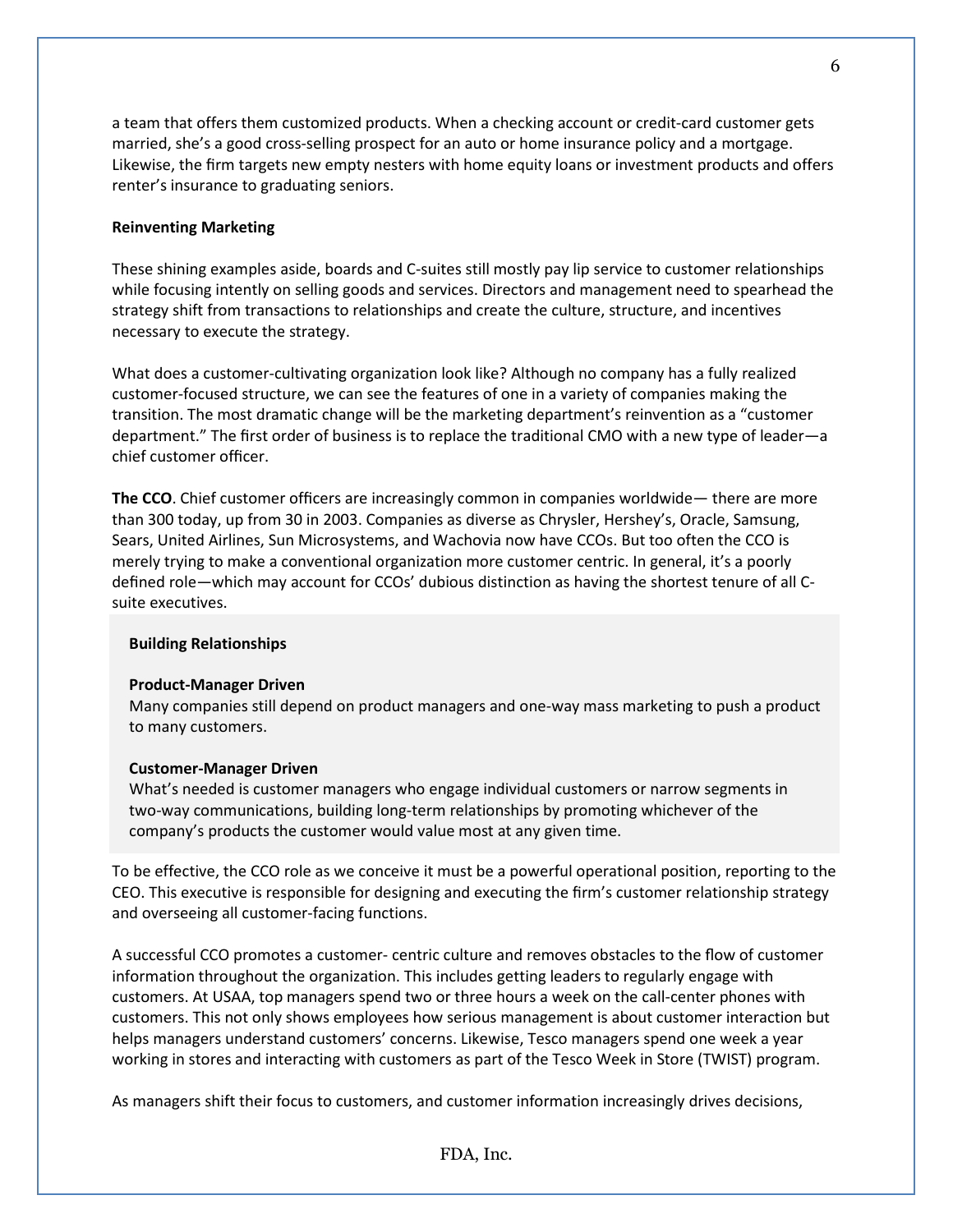a team that offers them customized products. When a checking account or credit-card customer gets married, she's a good cross-selling prospect for an auto or home insurance policy and a mortgage. Likewise, the firm targets new empty nesters with home equity loans or investment products and offers renter's insurance to graduating seniors.

**Reinventing Marketing**

These shining examples aside, boards and C-suites still mostly pay lip service to customer relationships while focusing intently on selling goods and services. Directors and management need to spearhead the strategy shift from transactions to relationships and create the culture, structure, and incentives necessary to execute the strategy.

What does a customer-cultivating organization look like? Although no company has a fully realized customer-focused structure, we can see the features of one in a variety of companies making the transition. The most dramatic change will be the marketing department's reinvention as a "customer department." The first order of business is to replace the traditional CMO with a new type of leader—a chief customer officer.

**The CCO**. Chief customer officers are increasingly common in companies worldwide— there are more than 300 today, up from 30 in 2003. Companies as diverse as Chrysler, Hershey's, Oracle, Samsung, Sears, United Airlines, Sun Microsystems, and Wachovia now have CCOs. But too often the CCO is merely trying to make a conventional organization more customer centric. In general, it's a poorly defined role—which may account for CCOs' dubious distinction as having the shortest tenure of all C-suite executives.

> **Building Relationships**
>
> **Product-Manager Driven**
> Many companies still depend on product managers and one-way mass marketing to push a product to many customers.
>
> **Customer-Manager Driven**
> What's needed is customer managers who engage individual customers or narrow segments in two-way communications, building long-term relationships by promoting whichever of the company's products the customer would value most at any given time.

To be effective, the CCO role as we conceive it must be a powerful operational position, reporting to the CEO. This executive is responsible for designing and executing the firm's customer relationship strategy and overseeing all customer-facing functions.

A successful CCO promotes a customer- centric culture and removes obstacles to the flow of customer information throughout the organization. This includes getting leaders to regularly engage with customers. At USAA, top managers spend two or three hours a week on the call-center phones with customers. This not only shows employees how serious management is about customer interaction but helps managers understand customers' concerns. Likewise, Tesco managers spend one week a year working in stores and interacting with customers as part of the Tesco Week in Store (TWIST) program.

As managers shift their focus to customers, and customer information increasingly drives decisions,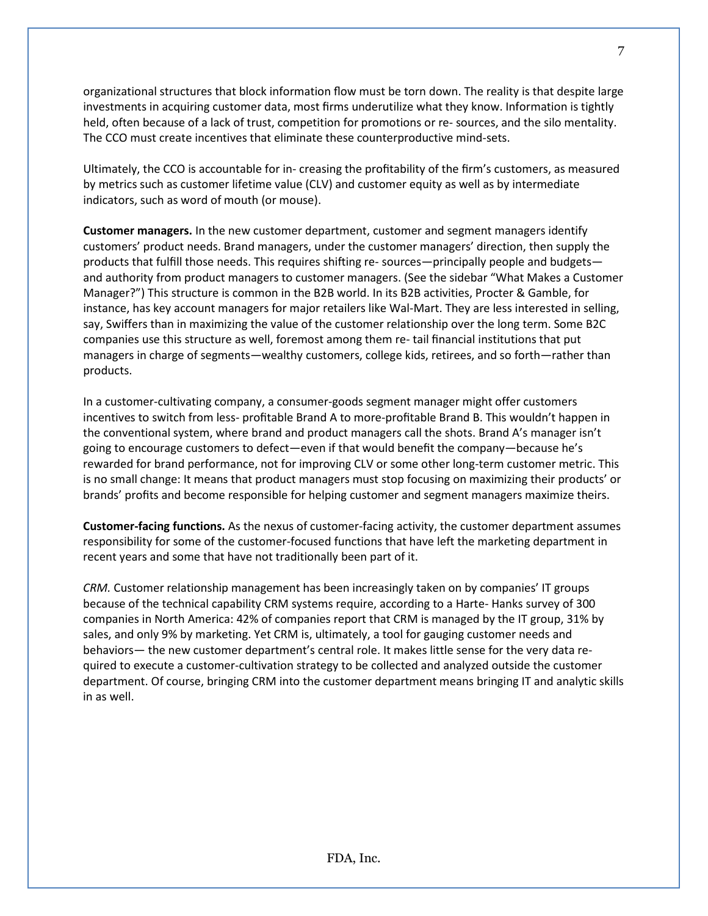organizational structures that block information flow must be torn down. The reality is that despite large investments in acquiring customer data, most firms underutilize what they know. Information is tightly held, often because of a lack of trust, competition for promotions or re- sources, and the silo mentality. The CCO must create incentives that eliminate these counterproductive mind-sets.

Ultimately, the CCO is accountable for in- creasing the profitability of the firm's customers, as measured by metrics such as customer lifetime value (CLV) and customer equity as well as by intermediate indicators, such as word of mouth (or mouse).

**Customer managers.** In the new customer department, customer and segment managers identify customers' product needs. Brand managers, under the customer managers' direction, then supply the products that fulfill those needs. This requires shifting re- sources—principally people and budgets—and authority from product managers to customer managers. (See the sidebar "What Makes a Customer Manager?") This structure is common in the B2B world. In its B2B activities, Procter & Gamble, for instance, has key account managers for major retailers like Wal-Mart. They are less interested in selling, say, Swiffers than in maximizing the value of the customer relationship over the long term. Some B2C companies use this structure as well, foremost among them re- tail financial institutions that put managers in charge of segments—wealthy customers, college kids, retirees, and so forth—rather than products.

In a customer-cultivating company, a consumer-goods segment manager might offer customers incentives to switch from less- profitable Brand A to more-profitable Brand B. This wouldn't happen in the conventional system, where brand and product managers call the shots. Brand A's manager isn't going to encourage customers to defect—even if that would benefit the company—because he's rewarded for brand performance, not for improving CLV or some other long-term customer metric. This is no small change: It means that product managers must stop focusing on maximizing their products' or brands' profits and become responsible for helping customer and segment managers maximize theirs.

**Customer-facing functions.** As the nexus of customer-facing activity, the customer department assumes responsibility for some of the customer-focused functions that have left the marketing department in recent years and some that have not traditionally been part of it.

*CRM.* Customer relationship management has been increasingly taken on by companies' IT groups because of the technical capability CRM systems require, according to a Harte- Hanks survey of 300 companies in North America: 42% of companies report that CRM is managed by the IT group, 31% by sales, and only 9% by marketing. Yet CRM is, ultimately, a tool for gauging customer needs and behaviors— the new customer department's central role. It makes little sense for the very data re- quired to execute a customer-cultivation strategy to be collected and analyzed outside the customer department. Of course, bringing CRM into the customer department means bringing IT and analytic skills in as well.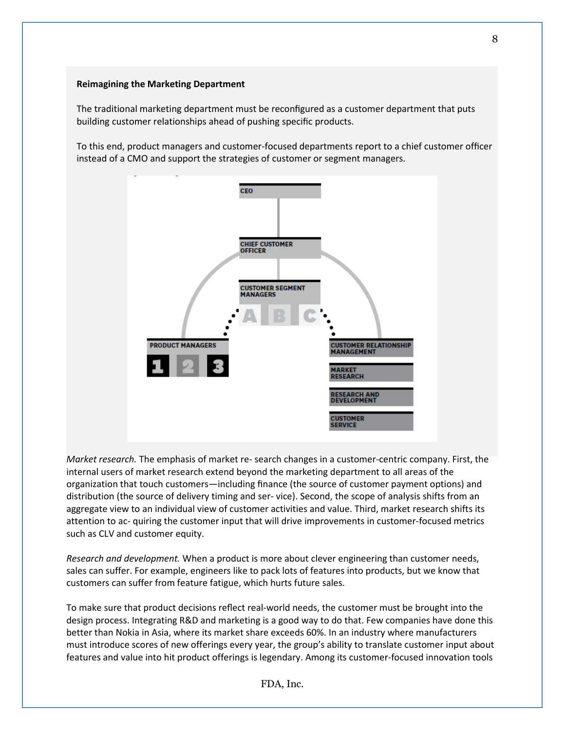**Reimagining the Marketing Department**

The traditional marketing department must be reconfigured as a customer department that puts building customer relationships ahead of pushing specific products.

To this end, product managers and customer-focused departments report to a chief customer officer instead of a CMO and support the strategies of customer or segment managers.

CEO

CHIEF CUSTOMER OFFICER

CUSTOMER SEGMENT MANAGERS

A B C

PRODUCT MANAGERS

1 2 3

CUSTOMER RELATIONSHIP MANAGEMENT

MARKET RESEARCH

RESEARCH AND DEVELOPMENT

CUSTOMER SERVICE

*Market research.* The emphasis of market re- search changes in a customer-centric company. First, the internal users of market research extend beyond the marketing department to all areas of the organization that touch customers—including finance (the source of customer payment options) and distribution (the source of delivery timing and ser- vice). Second, the scope of analysis shifts from an aggregate view to an individual view of customer activities and value. Third, market research shifts its attention to ac- quiring the customer input that will drive improvements in customer-focused metrics such as CLV and customer equity.

*Research and development.* When a product is more about clever engineering than customer needs, sales can suffer. For example, engineers like to pack lots of features into products, but we know that customers can suffer from feature fatigue, which hurts future sales.

To make sure that product decisions reflect real-world needs, the customer must be brought into the design process. Integrating R&D and marketing is a good way to do that. Few companies have done this better than Nokia in Asia, where its market share exceeds 60%. In an industry where manufacturers must introduce scores of new offerings every year, the group's ability to translate customer input about features and value into hit product offerings is legendary. Among its customer-focused innovation tools

FDA, Inc.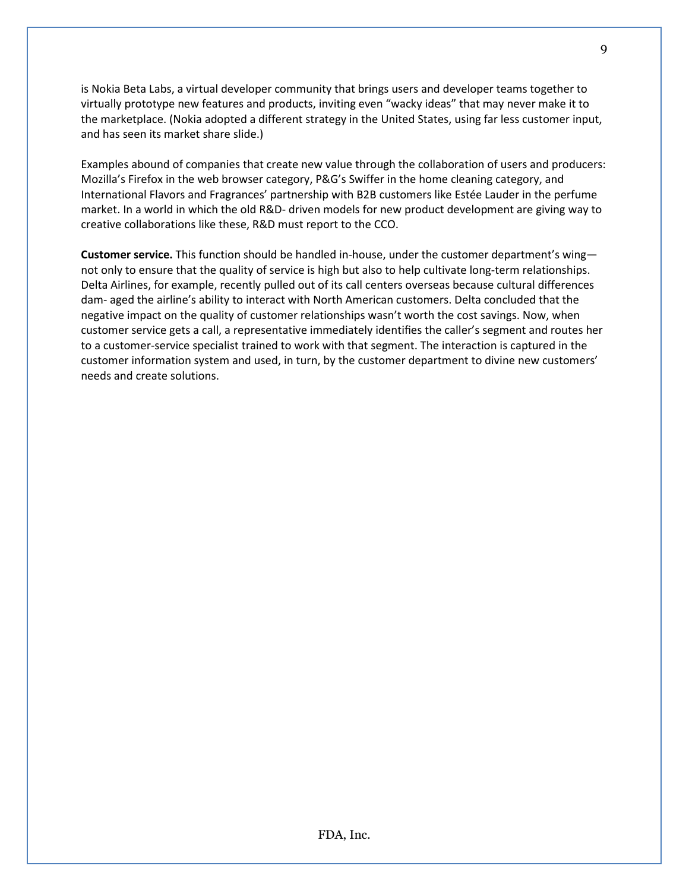is Nokia Beta Labs, a virtual developer community that brings users and developer teams together to virtually prototype new features and products, inviting even “wacky ideas” that may never make it to the marketplace. (Nokia adopted a different strategy in the United States, using far less customer input, and has seen its market share slide.)

Examples abound of companies that create new value through the collaboration of users and producers: Mozilla’s Firefox in the web browser category, P&G’s Swiffer in the home cleaning category, and International Flavors and Fragrances’ partnership with B2B customers like Estée Lauder in the perfume market. In a world in which the old R&D- driven models for new product development are giving way to creative collaborations like these, R&D must report to the CCO.

**Customer service.** This function should be handled in-house, under the customer department’s wing—not only to ensure that the quality of service is high but also to help cultivate long-term relationships. Delta Airlines, for example, recently pulled out of its call centers overseas because cultural differences dam- aged the airline’s ability to interact with North American customers. Delta concluded that the negative impact on the quality of customer relationships wasn’t worth the cost savings. Now, when customer service gets a call, a representative immediately identifies the caller’s segment and routes her to a customer-service specialist trained to work with that segment. The interaction is captured in the customer information system and used, in turn, by the customer department to divine new customers’ needs and create solutions.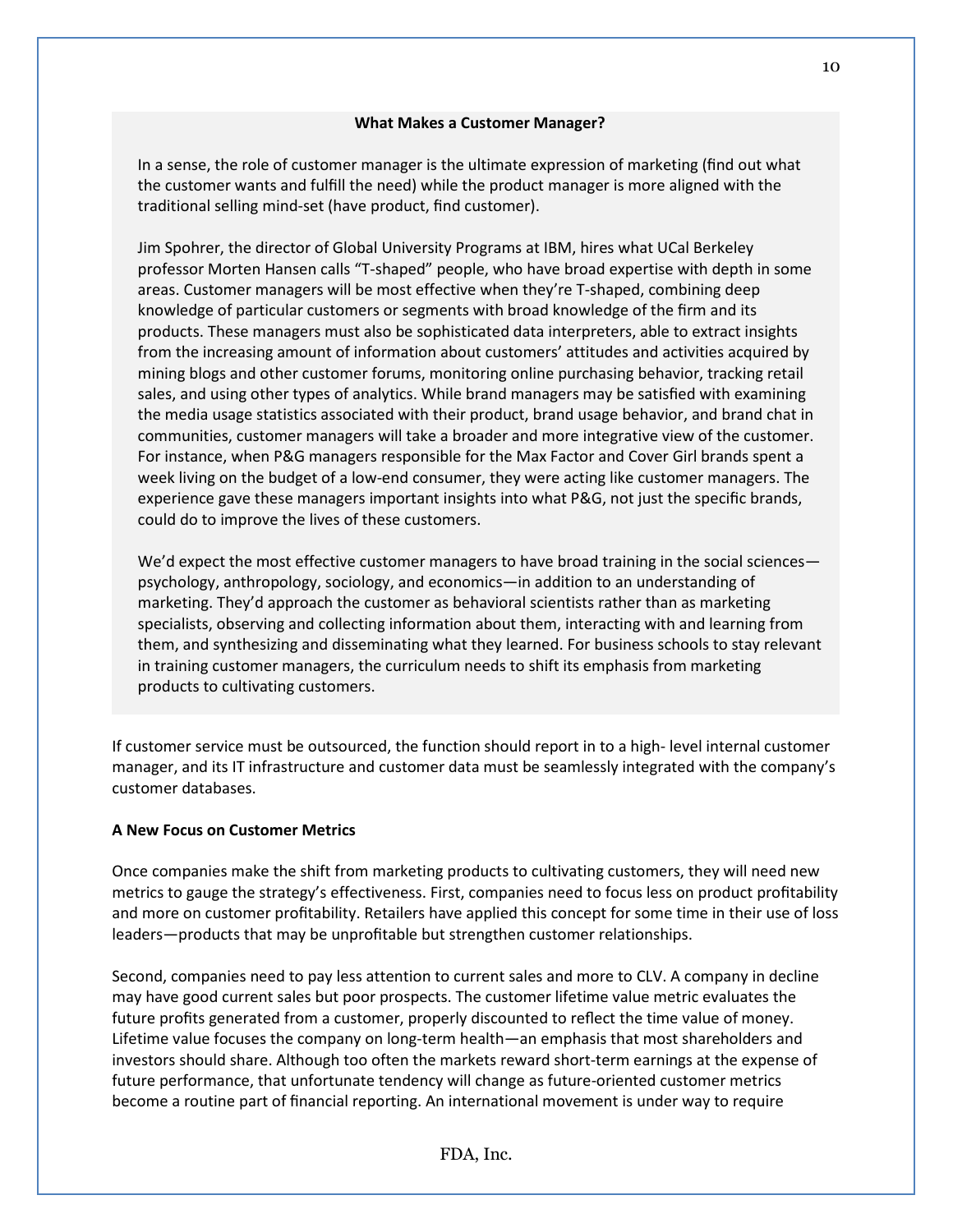**What Makes a Customer Manager?**

In a sense, the role of customer manager is the ultimate expression of marketing (find out what the customer wants and fulfill the need) while the product manager is more aligned with the traditional selling mind-set (have product, find customer).

Jim Spohrer, the director of Global University Programs at IBM, hires what UCal Berkeley professor Morten Hansen calls "T-shaped" people, who have broad expertise with depth in some areas. Customer managers will be most effective when they're T-shaped, combining deep knowledge of particular customers or segments with broad knowledge of the firm and its products. These managers must also be sophisticated data interpreters, able to extract insights from the increasing amount of information about customers' attitudes and activities acquired by mining blogs and other customer forums, monitoring online purchasing behavior, tracking retail sales, and using other types of analytics. While brand managers may be satisfied with examining the media usage statistics associated with their product, brand usage behavior, and brand chat in communities, customer managers will take a broader and more integrative view of the customer. For instance, when P&G managers responsible for the Max Factor and Cover Girl brands spent a week living on the budget of a low-end consumer, they were acting like customer managers. The experience gave these managers important insights into what P&G, not just the specific brands, could do to improve the lives of these customers.

We'd expect the most effective customer managers to have broad training in the social sciences—psychology, anthropology, sociology, and economics—in addition to an understanding of marketing. They'd approach the customer as behavioral scientists rather than as marketing specialists, observing and collecting information about them, interacting with and learning from them, and synthesizing and disseminating what they learned. For business schools to stay relevant in training customer managers, the curriculum needs to shift its emphasis from marketing products to cultivating customers.

If customer service must be outsourced, the function should report in to a high- level internal customer manager, and its IT infrastructure and customer data must be seamlessly integrated with the company's customer databases.

**A New Focus on Customer Metrics**

Once companies make the shift from marketing products to cultivating customers, they will need new metrics to gauge the strategy's effectiveness. First, companies need to focus less on product profitability and more on customer profitability. Retailers have applied this concept for some time in their use of loss leaders—products that may be unprofitable but strengthen customer relationships.

Second, companies need to pay less attention to current sales and more to CLV. A company in decline may have good current sales but poor prospects. The customer lifetime value metric evaluates the future profits generated from a customer, properly discounted to reflect the time value of money. Lifetime value focuses the company on long-term health—an emphasis that most shareholders and investors should share. Although too often the markets reward short-term earnings at the expense of future performance, that unfortunate tendency will change as future-oriented customer metrics become a routine part of financial reporting. An international movement is under way to require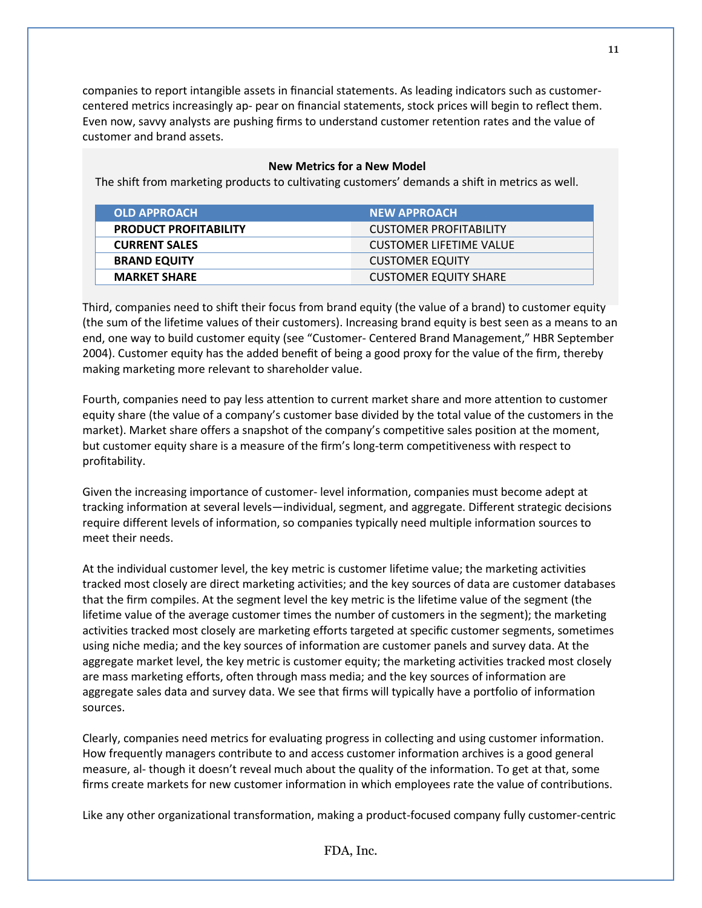companies to report intangible assets in financial statements. As leading indicators such as customer-centered metrics increasingly ap- pear on financial statements, stock prices will begin to reflect them. Even now, savvy analysts are pushing firms to understand customer retention rates and the value of customer and brand assets.

**New Metrics for a New Model**

The shift from marketing products to cultivating customers' demands a shift in metrics as well.

| OLD APPROACH | NEW APPROACH |
|---|---|
| **PRODUCT PROFITABILITY** | CUSTOMER PROFITABILITY |
| **CURRENT SALES** | CUSTOMER LIFETIME VALUE |
| **BRAND EQUITY** | CUSTOMER EQUITY |
| **MARKET SHARE** | CUSTOMER EQUITY SHARE |

Third, companies need to shift their focus from brand equity (the value of a brand) to customer equity (the sum of the lifetime values of their customers). Increasing brand equity is best seen as a means to an end, one way to build customer equity (see "Customer- Centered Brand Management," HBR September 2004). Customer equity has the added benefit of being a good proxy for the value of the firm, thereby making marketing more relevant to shareholder value.

Fourth, companies need to pay less attention to current market share and more attention to customer equity share (the value of a company's customer base divided by the total value of the customers in the market). Market share offers a snapshot of the company's competitive sales position at the moment, but customer equity share is a measure of the firm's long-term competitiveness with respect to profitability.

Given the increasing importance of customer- level information, companies must become adept at tracking information at several levels—individual, segment, and aggregate. Different strategic decisions require different levels of information, so companies typically need multiple information sources to meet their needs.

At the individual customer level, the key metric is customer lifetime value; the marketing activities tracked most closely are direct marketing activities; and the key sources of data are customer databases that the firm compiles. At the segment level the key metric is the lifetime value of the segment (the lifetime value of the average customer times the number of customers in the segment); the marketing activities tracked most closely are marketing efforts targeted at specific customer segments, sometimes using niche media; and the key sources of information are customer panels and survey data. At the aggregate market level, the key metric is customer equity; the marketing activities tracked most closely are mass marketing efforts, often through mass media; and the key sources of information are aggregate sales data and survey data. We see that firms will typically have a portfolio of information sources.

Clearly, companies need metrics for evaluating progress in collecting and using customer information. How frequently managers contribute to and access customer information archives is a good general measure, al- though it doesn't reveal much about the quality of the information. To get at that, some firms create markets for new customer information in which employees rate the value of contributions.

Like any other organizational transformation, making a product-focused company fully customer-centric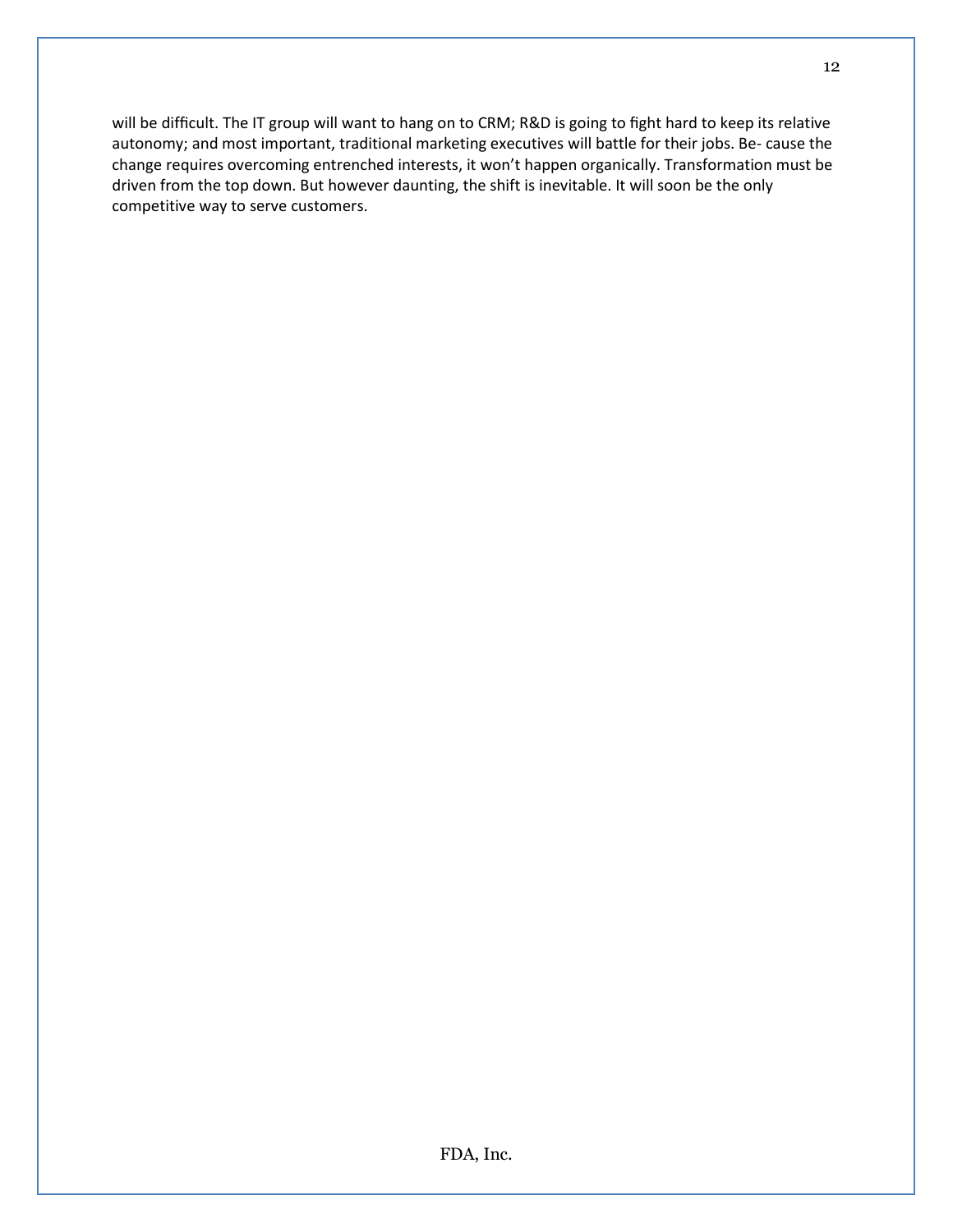will be difficult. The IT group will want to hang on to CRM; R&D is going to fight hard to keep its relative autonomy; and most important, traditional marketing executives will battle for their jobs. Be- cause the change requires overcoming entrenched interests, it won't happen organically. Transformation must be driven from the top down. But however daunting, the shift is inevitable. It will soon be the only competitive way to serve customers.